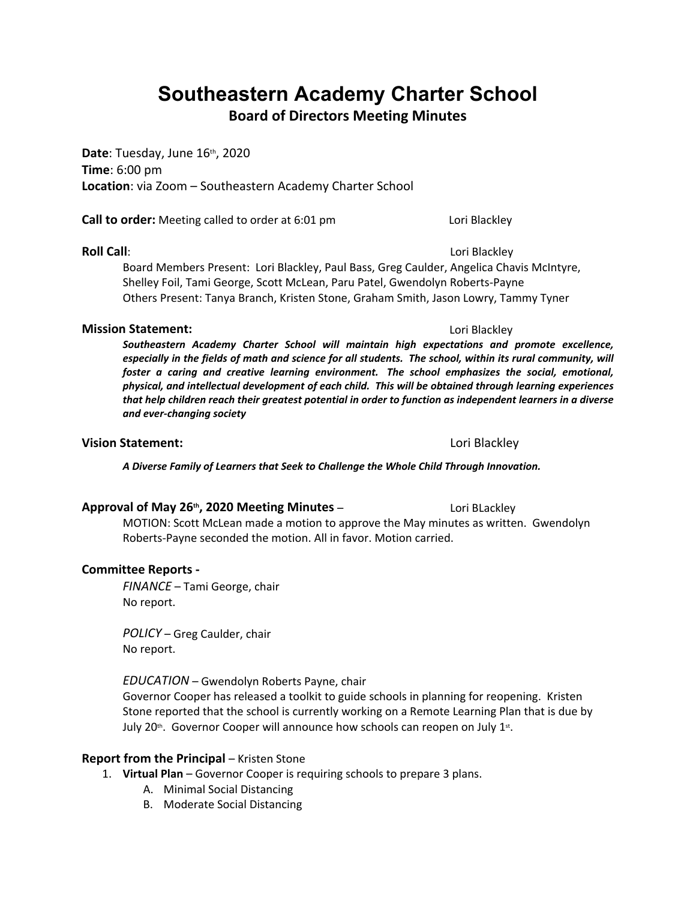# Southeastern Academy Charter School

## Board of Directors Meeting Minutes

**Date**: Tuesday, June 16th, 2020
**Time**: 6:00 pm
**Location**: via Zoom – Southeastern Academy Charter School

**Call to order:** Meeting called to order at 6:01 pm Lori Blackley

**Roll Call**: Lori Blackley

Board Members Present: Lori Blackley, Paul Bass, Greg Caulder, Angelica Chavis McIntyre, Shelley Foil, Tami George, Scott McLean, Paru Patel, Gwendolyn Roberts-Payne
Others Present: Tanya Branch, Kristen Stone, Graham Smith, Jason Lowry, Tammy Tyner

**Mission Statement:** Lori Blackley

***Southeastern Academy Charter School will maintain high expectations and promote excellence, especially in the fields of math and science for all students. The school, within its rural community, will foster a caring and creative learning environment. The school emphasizes the social, emotional, physical, and intellectual development of each child. This will be obtained through learning experiences that help children reach their greatest potential in order to function as independent learners in a diverse and ever-changing society***

**Vision Statement:** Lori Blackley

***A Diverse Family of Learners that Seek to Challenge the Whole Child Through Innovation.***

**Approval of May 26th, 2020 Meeting Minutes** – Lori BLackley

MOTION: Scott McLean made a motion to approve the May minutes as written. Gwendolyn Roberts-Payne seconded the motion. All in favor. Motion carried.

**Committee Reports -**

*FINANCE* – Tami George, chair
No report.

*POLICY* – Greg Caulder, chair
No report.

*EDUCATION* – Gwendolyn Roberts Payne, chair
Governor Cooper has released a toolkit to guide schools in planning for reopening. Kristen Stone reported that the school is currently working on a Remote Learning Plan that is due by July 20th. Governor Cooper will announce how schools can reopen on July 1st.

**Report from the Principal** – Kristen Stone

1. **Virtual Plan** – Governor Cooper is requiring schools to prepare 3 plans.
   - A. Minimal Social Distancing
   - B. Moderate Social Distancing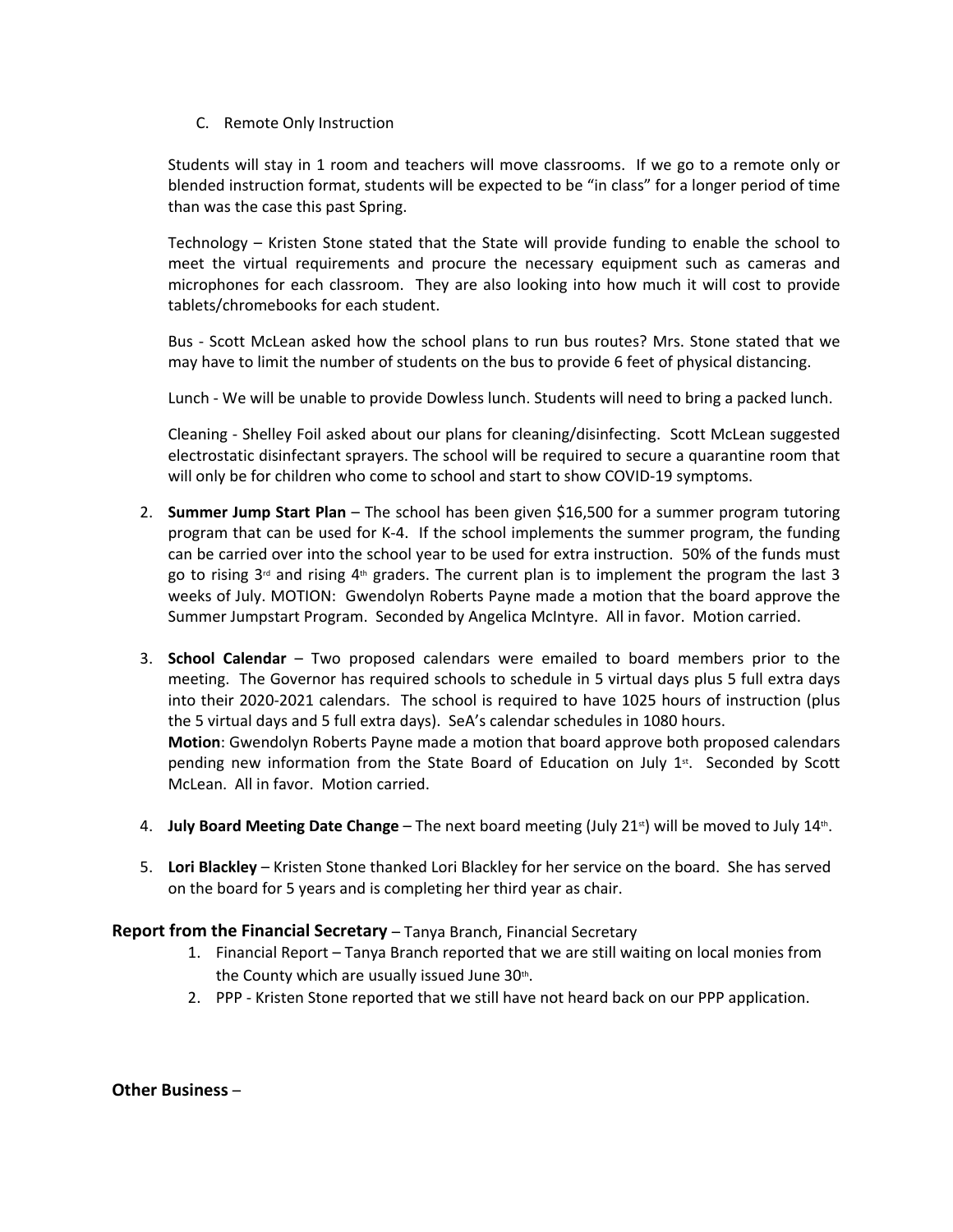C. Remote Only Instruction

Students will stay in 1 room and teachers will move classrooms. If we go to a remote only or blended instruction format, students will be expected to be "in class" for a longer period of time than was the case this past Spring.

Technology – Kristen Stone stated that the State will provide funding to enable the school to meet the virtual requirements and procure the necessary equipment such as cameras and microphones for each classroom. They are also looking into how much it will cost to provide tablets/chromebooks for each student.

Bus - Scott McLean asked how the school plans to run bus routes? Mrs. Stone stated that we may have to limit the number of students on the bus to provide 6 feet of physical distancing.

Lunch - We will be unable to provide Dowless lunch. Students will need to bring a packed lunch.

Cleaning - Shelley Foil asked about our plans for cleaning/disinfecting. Scott McLean suggested electrostatic disinfectant sprayers. The school will be required to secure a quarantine room that will only be for children who come to school and start to show COVID-19 symptoms.

2. **Summer Jump Start Plan** – The school has been given $16,500 for a summer program tutoring program that can be used for K-4. If the school implements the summer program, the funding can be carried over into the school year to be used for extra instruction. 50% of the funds must go to rising 3rd and rising 4th graders. The current plan is to implement the program the last 3 weeks of July. MOTION: Gwendolyn Roberts Payne made a motion that the board approve the Summer Jumpstart Program. Seconded by Angelica McIntyre. All in favor. Motion carried.

3. **School Calendar** – Two proposed calendars were emailed to board members prior to the meeting. The Governor has required schools to schedule in 5 virtual days plus 5 full extra days into their 2020-2021 calendars. The school is required to have 1025 hours of instruction (plus the 5 virtual days and 5 full extra days). SeA's calendar schedules in 1080 hours.
**Motion**: Gwendolyn Roberts Payne made a motion that board approve both proposed calendars pending new information from the State Board of Education on July 1st. Seconded by Scott McLean. All in favor. Motion carried.

4. **July Board Meeting Date Change** – The next board meeting (July 21st) will be moved to July 14th.

5. **Lori Blackley** – Kristen Stone thanked Lori Blackley for her service on the board. She has served on the board for 5 years and is completing her third year as chair.

**Report from the Financial Secretary** – Tanya Branch, Financial Secretary

1. Financial Report – Tanya Branch reported that we are still waiting on local monies from the County which are usually issued June 30th.
2. PPP - Kristen Stone reported that we still have not heard back on our PPP application.

**Other Business** –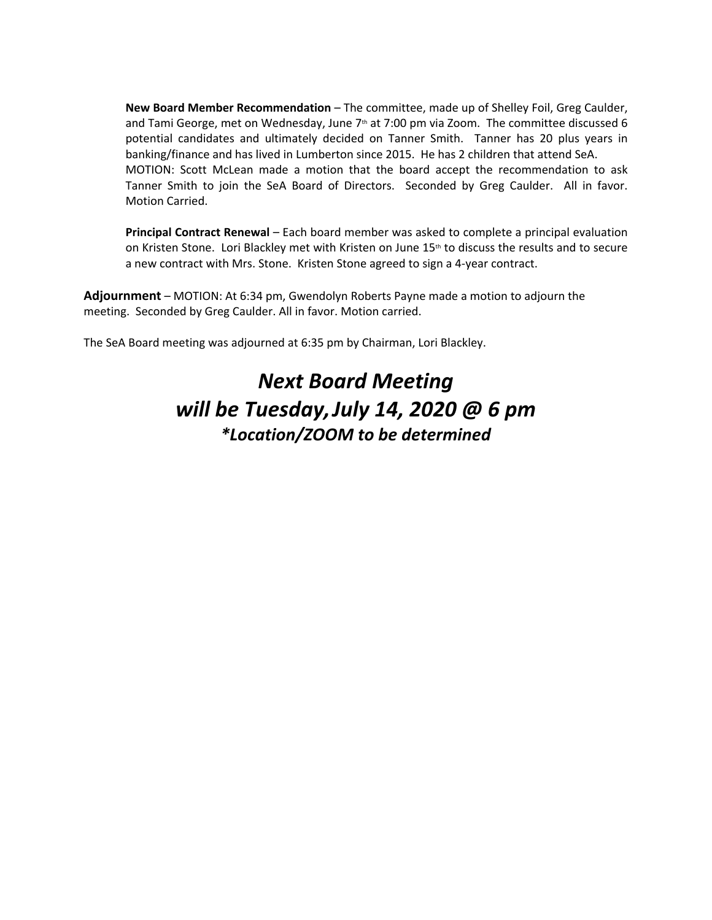**New Board Member Recommendation** – The committee, made up of Shelley Foil, Greg Caulder, and Tami George, met on Wednesday, June 7th at 7:00 pm via Zoom. The committee discussed 6 potential candidates and ultimately decided on Tanner Smith. Tanner has 20 plus years in banking/finance and has lived in Lumberton since 2015. He has 2 children that attend SeA.
MOTION: Scott McLean made a motion that the board accept the recommendation to ask Tanner Smith to join the SeA Board of Directors. Seconded by Greg Caulder. All in favor. Motion Carried.

**Principal Contract Renewal** – Each board member was asked to complete a principal evaluation on Kristen Stone. Lori Blackley met with Kristen on June 15th to discuss the results and to secure a new contract with Mrs. Stone. Kristen Stone agreed to sign a 4-year contract.

**Adjournment** – MOTION: At 6:34 pm, Gwendolyn Roberts Payne made a motion to adjourn the meeting. Seconded by Greg Caulder. All in favor. Motion carried.

The SeA Board meeting was adjourned at 6:35 pm by Chairman, Lori Blackley.

## *Next Board Meeting will be Tuesday, July 14, 2020 @ 6 pm*

***Location/ZOOM to be determined***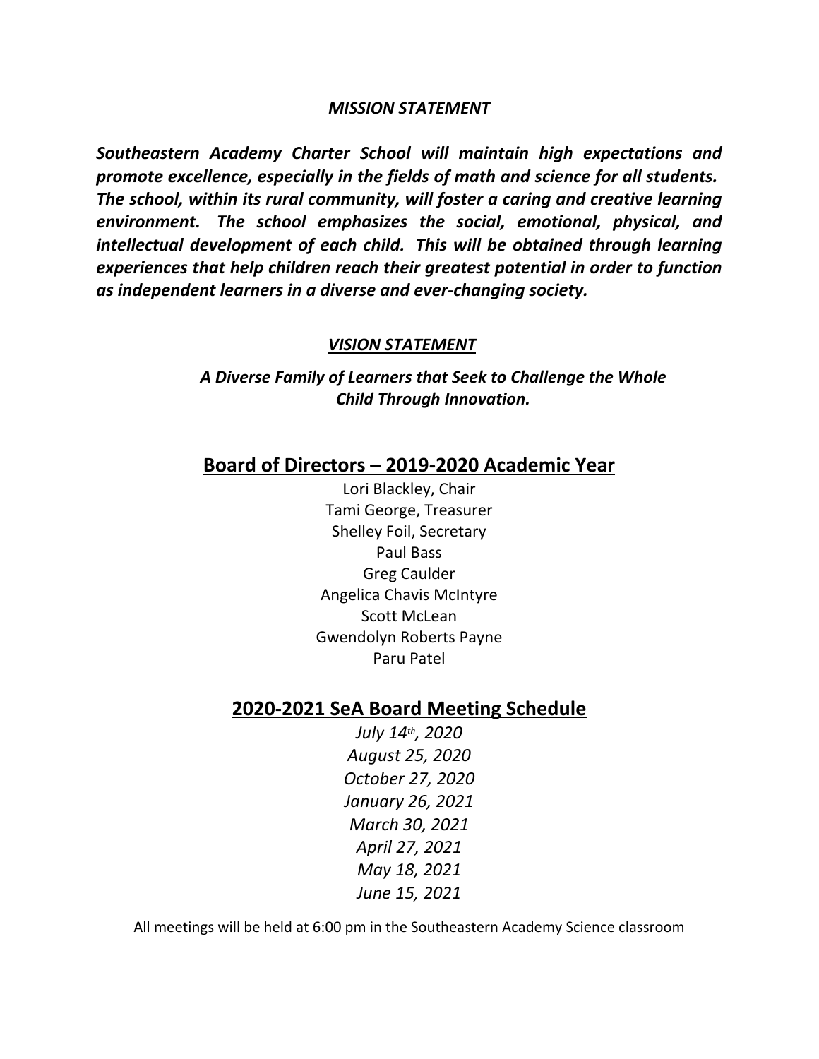***MISSION STATEMENT***

***Southeastern Academy Charter School will maintain high expectations and promote excellence, especially in the fields of math and science for all students. The school, within its rural community, will foster a caring and creative learning environment. The school emphasizes the social, emotional, physical, and intellectual development of each child. This will be obtained through learning experiences that help children reach their greatest potential in order to function as independent learners in a diverse and ever-changing society.***

***VISION STATEMENT***

***A Diverse Family of Learners that Seek to Challenge the Whole Child Through Innovation.***

## Board of Directors – 2019-2020 Academic Year

Lori Blackley, Chair
Tami George, Treasurer
Shelley Foil, Secretary
Paul Bass
Greg Caulder
Angelica Chavis McIntyre
Scott McLean
Gwendolyn Roberts Payne
Paru Patel

## 2020-2021 SeA Board Meeting Schedule

*July 14th, 2020*
*August 25, 2020*
*October 27, 2020*
*January 26, 2021*
*March 30, 2021*
*April 27, 2021*
*May 18, 2021*
*June 15, 2021*

All meetings will be held at 6:00 pm in the Southeastern Academy Science classroom